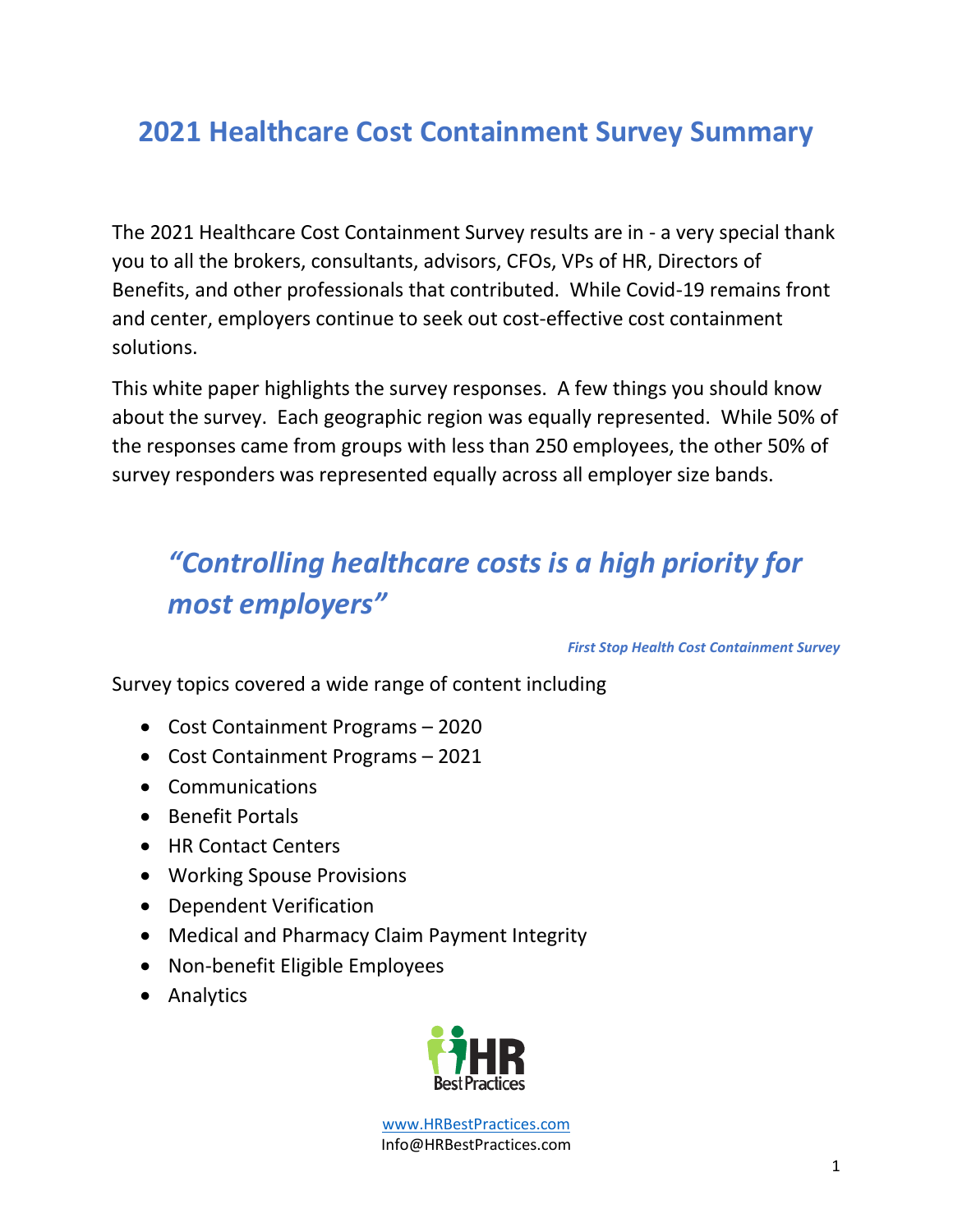# 2021 Healthcare Cost Containment Survey Summary

The 2021 Healthcare Cost Containment Survey results are in - a very special thank you to all the brokers, consultants, advisors, CFOs, VPs of HR, Directors of Benefits, and other professionals that contributed. While Covid-19 remains front and center, employers continue to seek out cost-effective cost containment solutions.

This white paper highlights the survey responses. A few things you should know about the survey. Each geographic region was equally represented. While 50% of the responses came from groups with less than 250 employees, the other 50% of survey responders was represented equally across all employer size bands.

> ***"Controlling healthcare costs is a high priority for most employers"***
>
> ***First Stop Health Cost Containment Survey***

Survey topics covered a wide range of content including

- Cost Containment Programs – 2020
- Cost Containment Programs – 2021
- Communications
- Benefit Portals
- HR Contact Centers
- Working Spouse Provisions
- Dependent Verification
- Medical and Pharmacy Claim Payment Integrity
- Non-benefit Eligible Employees
- Analytics

HR Best Practices

www.HRBestPractices.com
Info@HRBestPractices.com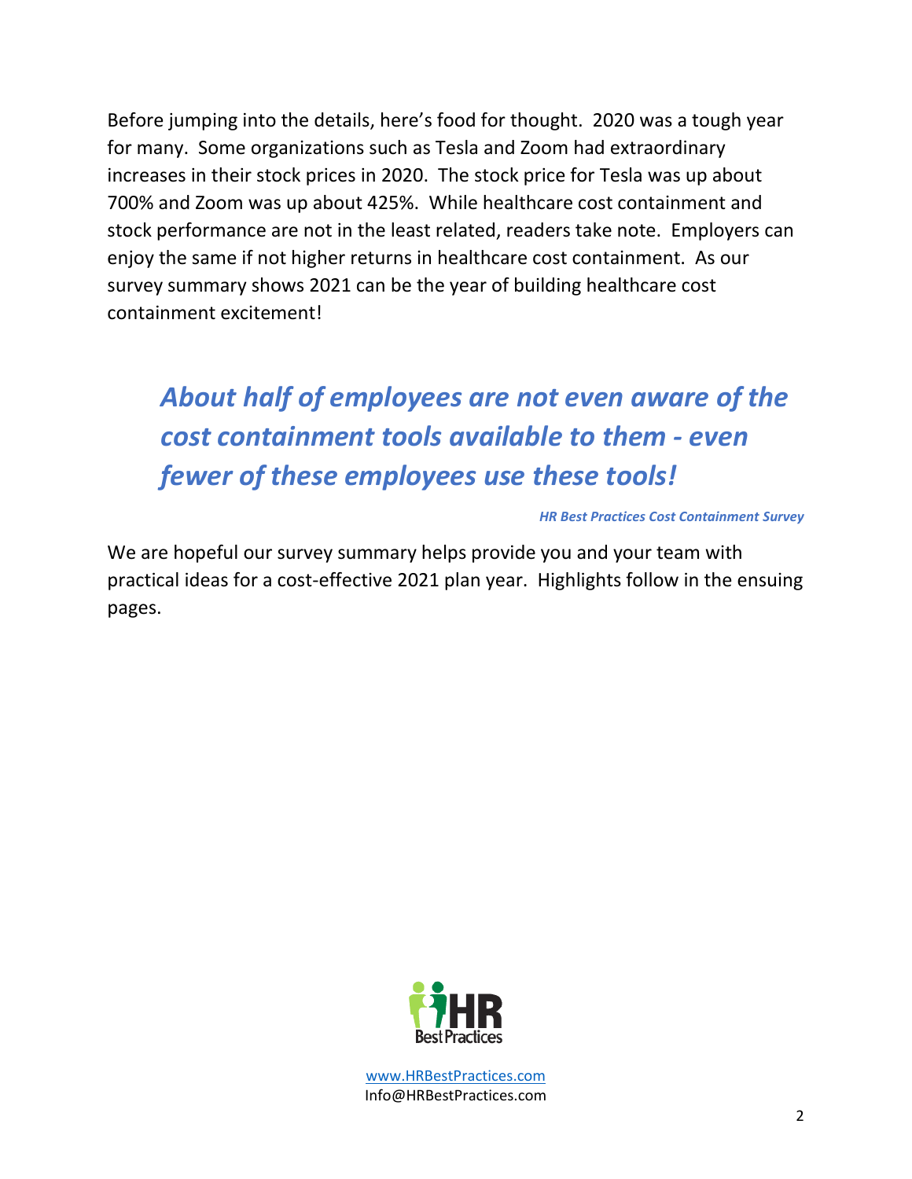Before jumping into the details, here's food for thought. 2020 was a tough year for many. Some organizations such as Tesla and Zoom had extraordinary increases in their stock prices in 2020. The stock price for Tesla was up about 700% and Zoom was up about 425%. While healthcare cost containment and stock performance are not in the least related, readers take note. Employers can enjoy the same if not higher returns in healthcare cost containment. As our survey summary shows 2021 can be the year of building healthcare cost containment excitement!

> ***About half of employees are not even aware of the cost containment tools available to them - even fewer of these employees use these tools!***
>
> ***HR Best Practices Cost Containment Survey***

We are hopeful our survey summary helps provide you and your team with practical ideas for a cost-effective 2021 plan year. Highlights follow in the ensuing pages.

HR Best Practices

www.HRBestPractices.com
Info@HRBestPractices.com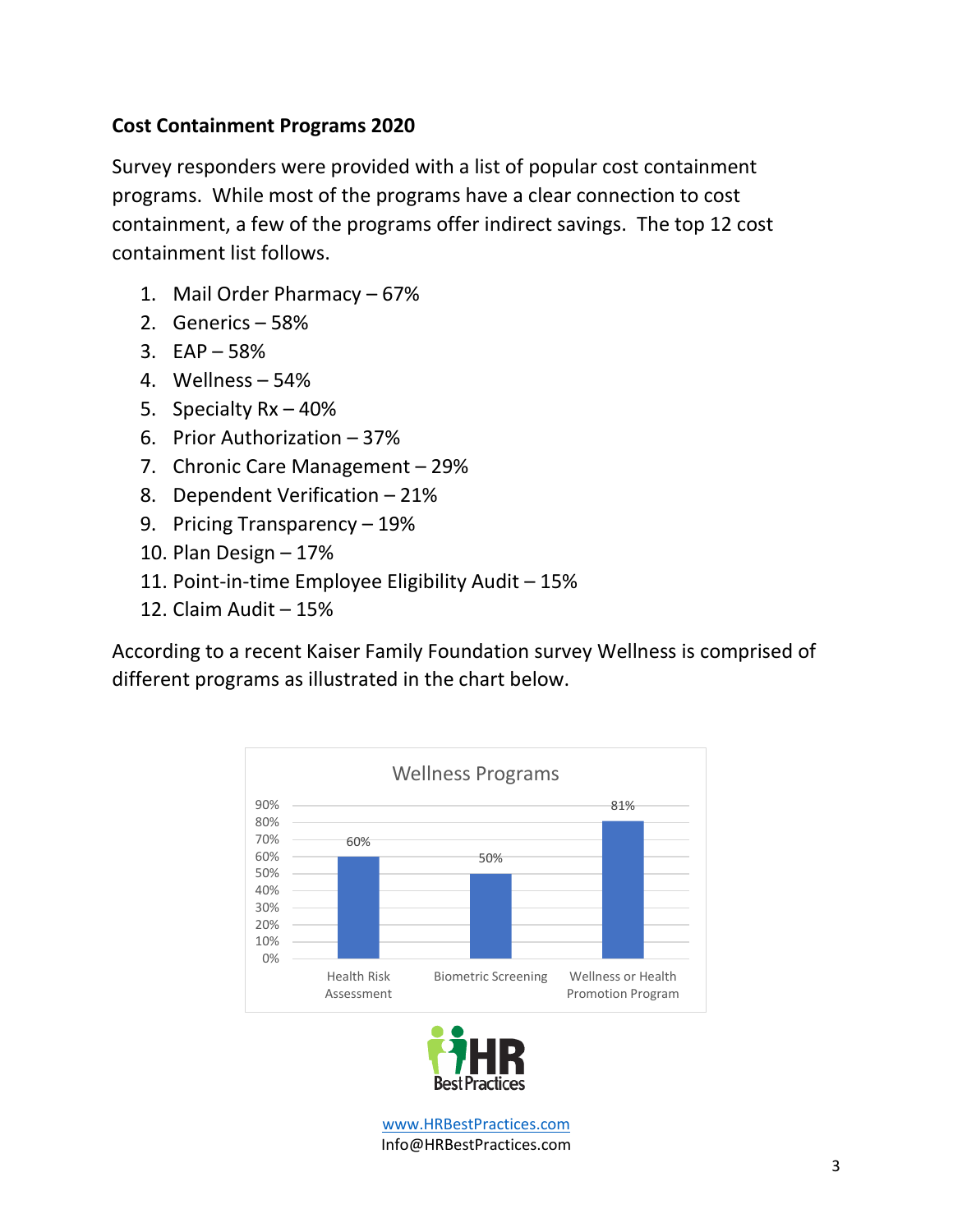### Cost Containment Programs 2020

Survey responders were provided with a list of popular cost containment programs. While most of the programs have a clear connection to cost containment, a few of the programs offer indirect savings. The top 12 cost containment list follows.

1. Mail Order Pharmacy – 67%
2. Generics – 58%
3. EAP – 58%
4. Wellness – 54%
5. Specialty Rx – 40%
6. Prior Authorization – 37%
7. Chronic Care Management – 29%
8. Dependent Verification – 21%
9. Pricing Transparency – 19%
10. Plan Design – 17%
11. Point-in-time Employee Eligibility Audit – 15%
12. Claim Audit – 15%

According to a recent Kaiser Family Foundation survey Wellness is comprised of different programs as illustrated in the chart below.

**Wellness Programs**

| Program | Percentage |
| --- | --- |
| Health Risk Assessment | 60% |
| Biometric Screening | 50% |
| Wellness or Health Promotion Program | 81% |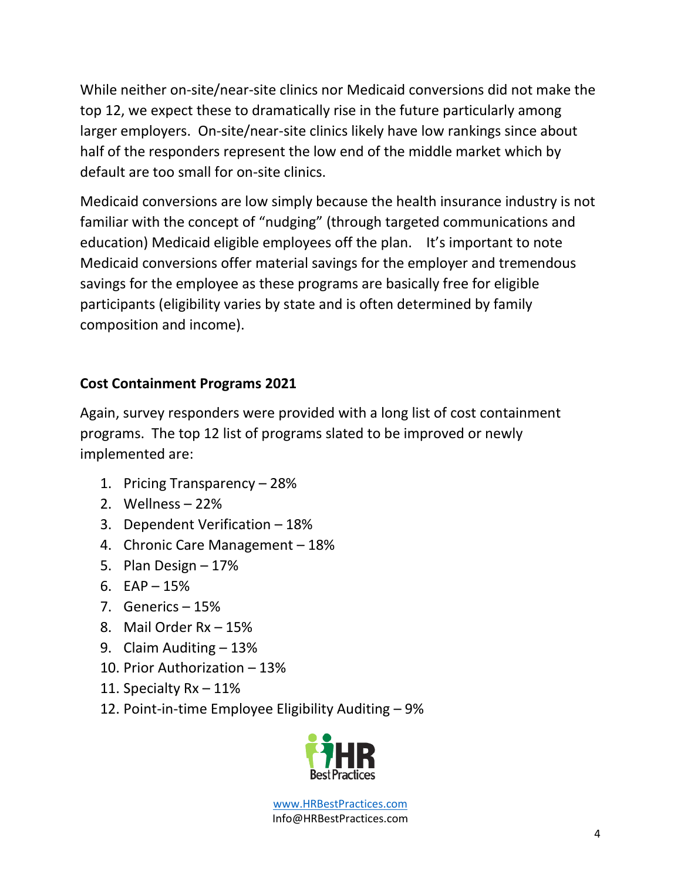While neither on-site/near-site clinics nor Medicaid conversions did not make the top 12, we expect these to dramatically rise in the future particularly among larger employers. On-site/near-site clinics likely have low rankings since about half of the responders represent the low end of the middle market which by default are too small for on-site clinics.

Medicaid conversions are low simply because the health insurance industry is not familiar with the concept of "nudging" (through targeted communications and education) Medicaid eligible employees off the plan. It's important to note Medicaid conversions offer material savings for the employer and tremendous savings for the employee as these programs are basically free for eligible participants (eligibility varies by state and is often determined by family composition and income).

**Cost Containment Programs 2021**

Again, survey responders were provided with a long list of cost containment programs. The top 12 list of programs slated to be improved or newly implemented are:

1. Pricing Transparency – 28%
2. Wellness – 22%
3. Dependent Verification – 18%
4. Chronic Care Management – 18%
5. Plan Design – 17%
6. EAP – 15%
7. Generics – 15%
8. Mail Order Rx – 15%
9. Claim Auditing – 13%
10. Prior Authorization – 13%
11. Specialty Rx – 11%
12. Point-in-time Employee Eligibility Auditing – 9%

HR Best Practices

www.HRBestPractices.com
Info@HRBestPractices.com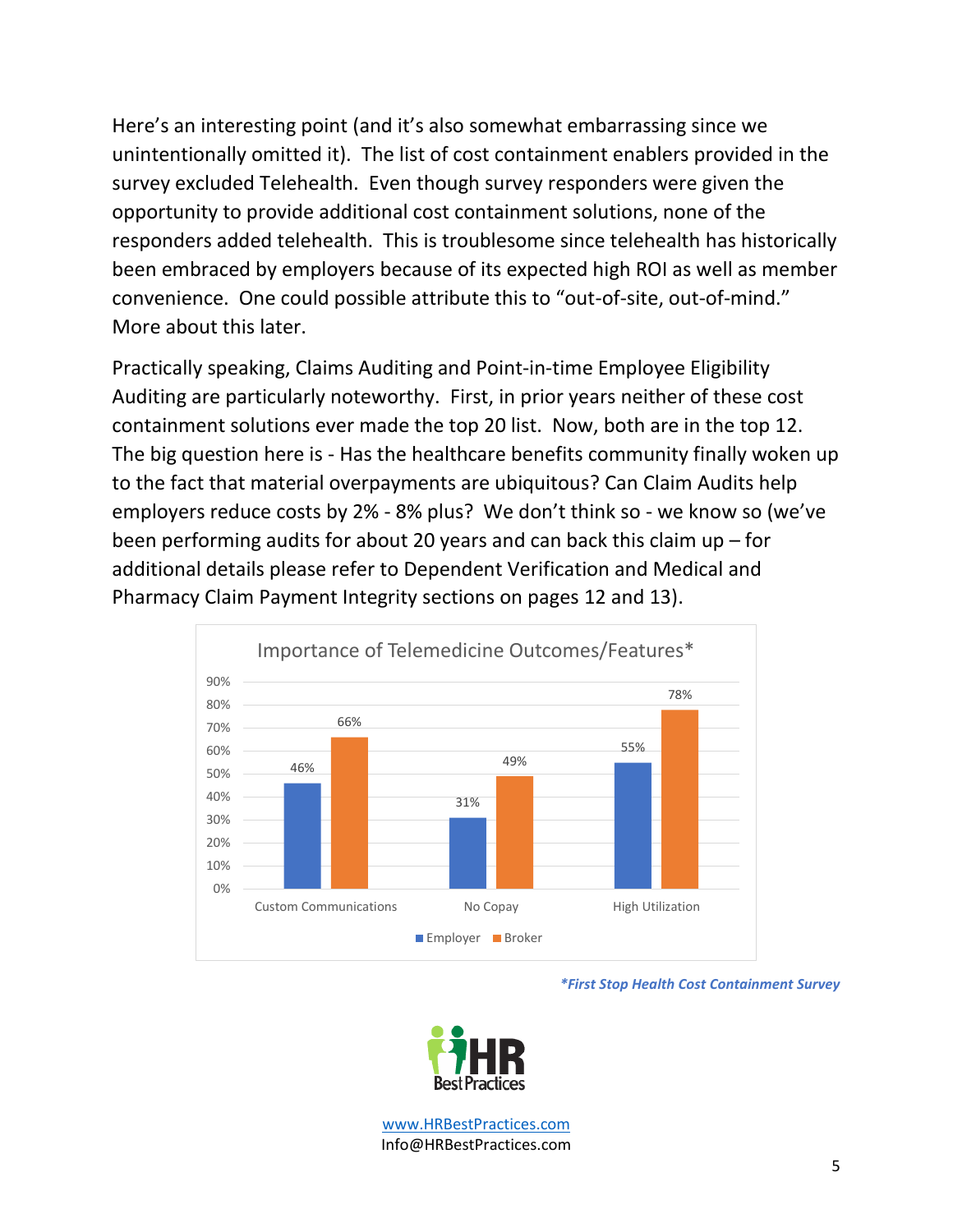Here's an interesting point (and it's also somewhat embarrassing since we unintentionally omitted it). The list of cost containment enablers provided in the survey excluded Telehealth. Even though survey responders were given the opportunity to provide additional cost containment solutions, none of the responders added telehealth. This is troublesome since telehealth has historically been embraced by employers because of its expected high ROI as well as member convenience. One could possible attribute this to "out-of-site, out-of-mind." More about this later.

Practically speaking, Claims Auditing and Point-in-time Employee Eligibility Auditing are particularly noteworthy. First, in prior years neither of these cost containment solutions ever made the top 20 list. Now, both are in the top 12. The big question here is - Has the healthcare benefits community finally woken up to the fact that material overpayments are ubiquitous? Can Claim Audits help employers reduce costs by 2% - 8% plus? We don't think so - we know so (we've been performing audits for about 20 years and can back this claim up – for additional details please refer to Dependent Verification and Medical and Pharmacy Claim Payment Integrity sections on pages 12 and 13).

**Importance of Telemedicine Outcomes/Features***

| | Employer | Broker |
|---|---|---|
| Custom Communications | 46% | 66% |
| No Copay | 31% | 49% |
| High Utilization | 55% | 78% |

****First Stop Health Cost Containment Survey***

www.HRBestPractices.com
Info@HRBestPractices.com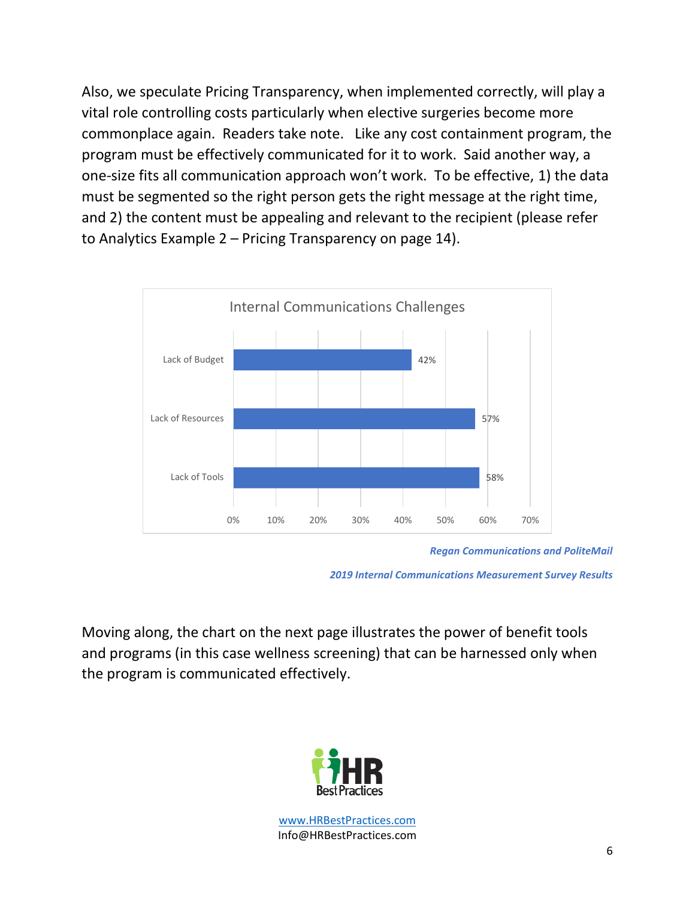Also, we speculate Pricing Transparency, when implemented correctly, will play a vital role controlling costs particularly when elective surgeries become more commonplace again. Readers take note. Like any cost containment program, the program must be effectively communicated for it to work. Said another way, a one-size fits all communication approach won't work. To be effective, 1) the data must be segmented so the right person gets the right message at the right time, and 2) the content must be appealing and relevant to the recipient (please refer to Analytics Example 2 – Pricing Transparency on page 14).

**Internal Communications Challenges**

| Challenge | Percentage |
| --- | --- |
| Lack of Budget | 42% |
| Lack of Resources | 57% |
| Lack of Tools | 58% |

***Regan Communications and PoliteMail***

***2019 Internal Communications Measurement Survey Results***

Moving along, the chart on the next page illustrates the power of benefit tools and programs (in this case wellness screening) that can be harnessed only when the program is communicated effectively.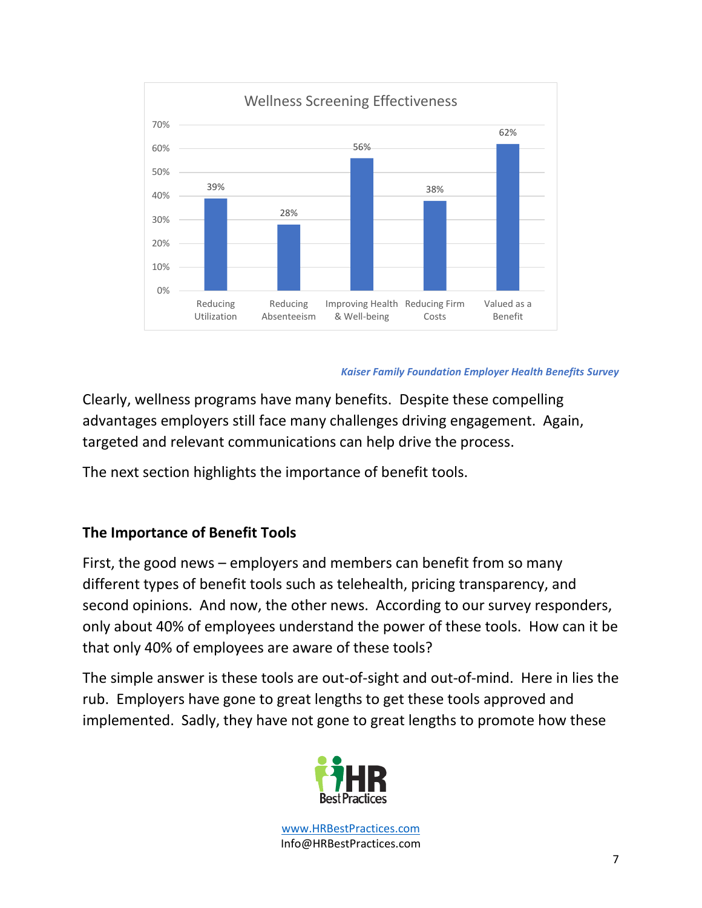**Wellness Screening Effectiveness**

| Category | Percentage |
|---|---|
| Reducing Utilization | 39% |
| Reducing Absenteeism | 28% |
| Improving Health & Well-being | 56% |
| Reducing Firm Costs | 38% |
| Valued as a Benefit | 62% |

***Kaiser Family Foundation Employer Health Benefits Survey***

Clearly, wellness programs have many benefits. Despite these compelling advantages employers still face many challenges driving engagement. Again, targeted and relevant communications can help drive the process.

The next section highlights the importance of benefit tools.

## The Importance of Benefit Tools

First, the good news – employers and members can benefit from so many different types of benefit tools such as telehealth, pricing transparency, and second opinions. And now, the other news. According to our survey responders, only about 40% of employees understand the power of these tools. How can it be that only 40% of employees are aware of these tools?

The simple answer is these tools are out-of-sight and out-of-mind. Here in lies the rub. Employers have gone to great lengths to get these tools approved and implemented. Sadly, they have not gone to great lengths to promote how these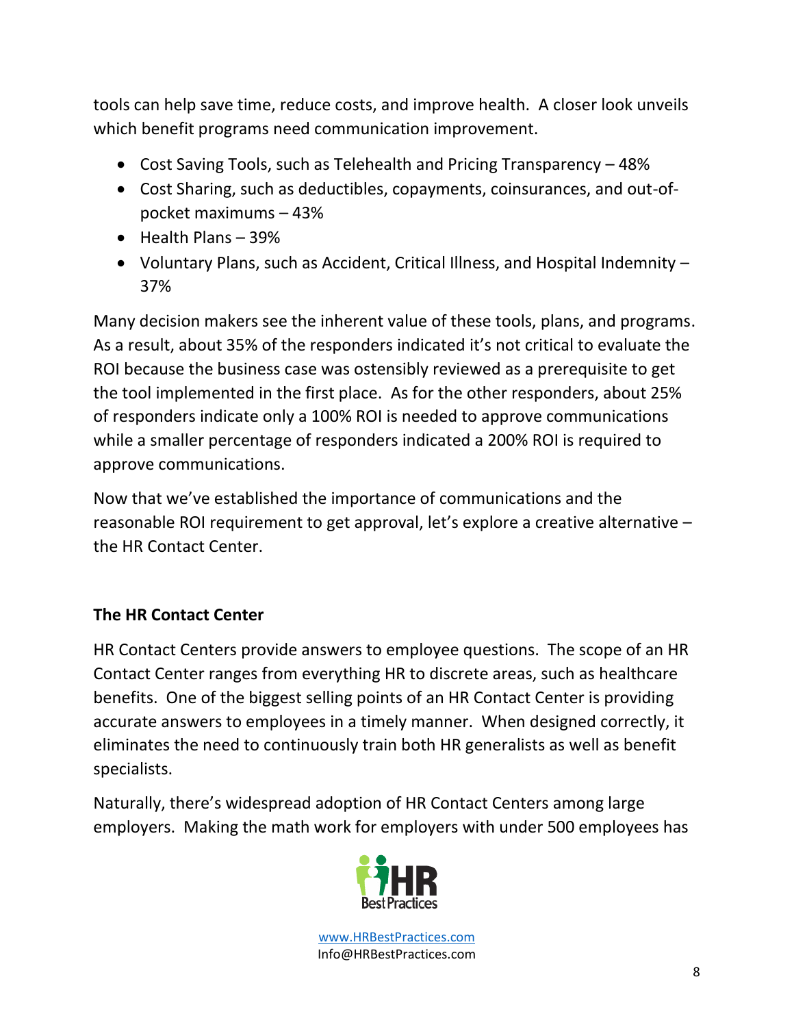tools can help save time, reduce costs, and improve health. A closer look unveils which benefit programs need communication improvement.

- Cost Saving Tools, such as Telehealth and Pricing Transparency – 48%
- Cost Sharing, such as deductibles, copayments, coinsurances, and out-of-pocket maximums – 43%
- Health Plans – 39%
- Voluntary Plans, such as Accident, Critical Illness, and Hospital Indemnity – 37%

Many decision makers see the inherent value of these tools, plans, and programs. As a result, about 35% of the responders indicated it's not critical to evaluate the ROI because the business case was ostensibly reviewed as a prerequisite to get the tool implemented in the first place. As for the other responders, about 25% of responders indicate only a 100% ROI is needed to approve communications while a smaller percentage of responders indicated a 200% ROI is required to approve communications.

Now that we've established the importance of communications and the reasonable ROI requirement to get approval, let's explore a creative alternative – the HR Contact Center.

## The HR Contact Center

HR Contact Centers provide answers to employee questions. The scope of an HR Contact Center ranges from everything HR to discrete areas, such as healthcare benefits. One of the biggest selling points of an HR Contact Center is providing accurate answers to employees in a timely manner. When designed correctly, it eliminates the need to continuously train both HR generalists as well as benefit specialists.

Naturally, there's widespread adoption of HR Contact Centers among large employers. Making the math work for employers with under 500 employees has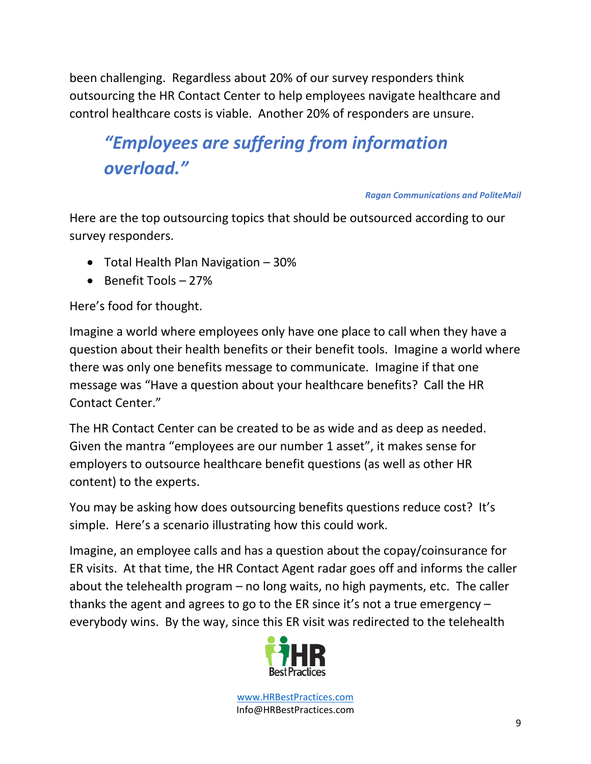been challenging. Regardless about 20% of our survey responders think outsourcing the HR Contact Center to help employees navigate healthcare and control healthcare costs is viable. Another 20% of responders are unsure.

> ***"Employees are suffering from information overload."***
>
> ***Ragan Communications and PoliteMail***

Here are the top outsourcing topics that should be outsourced according to our survey responders.

- Total Health Plan Navigation – 30%
- Benefit Tools – 27%

Here's food for thought.

Imagine a world where employees only have one place to call when they have a question about their health benefits or their benefit tools. Imagine a world where there was only one benefits message to communicate. Imagine if that one message was "Have a question about your healthcare benefits? Call the HR Contact Center."

The HR Contact Center can be created to be as wide and as deep as needed. Given the mantra "employees are our number 1 asset", it makes sense for employers to outsource healthcare benefit questions (as well as other HR content) to the experts.

You may be asking how does outsourcing benefits questions reduce cost? It's simple. Here's a scenario illustrating how this could work.

Imagine, an employee calls and has a question about the copay/coinsurance for ER visits. At that time, the HR Contact Agent radar goes off and informs the caller about the telehealth program – no long waits, no high payments, etc. The caller thanks the agent and agrees to go to the ER since it's not a true emergency – everybody wins. By the way, since this ER visit was redirected to the telehealth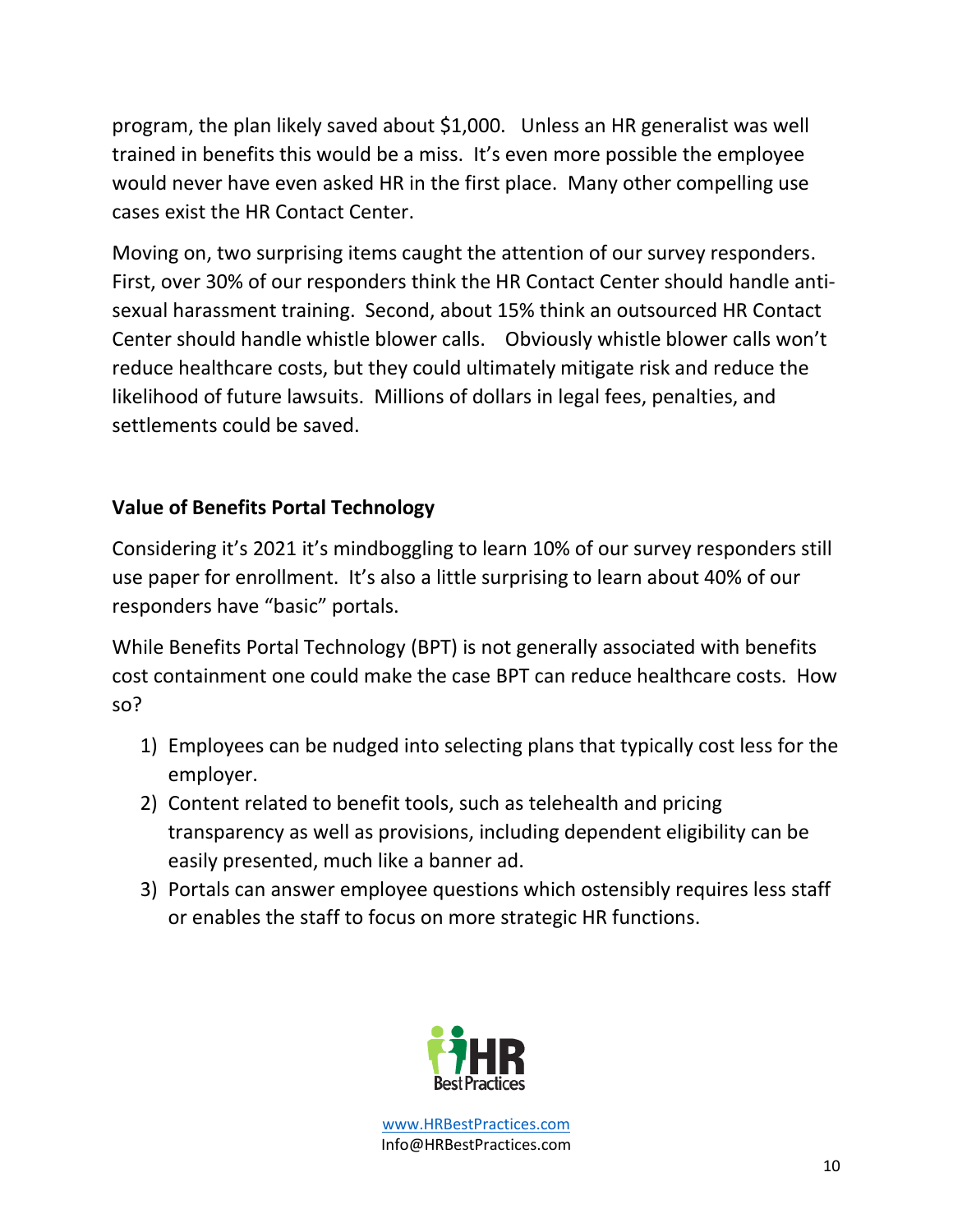program, the plan likely saved about $1,000. Unless an HR generalist was well trained in benefits this would be a miss. It's even more possible the employee would never have even asked HR in the first place. Many other compelling use cases exist the HR Contact Center.

Moving on, two surprising items caught the attention of our survey responders. First, over 30% of our responders think the HR Contact Center should handle anti-sexual harassment training. Second, about 15% think an outsourced HR Contact Center should handle whistle blower calls. Obviously whistle blower calls won't reduce healthcare costs, but they could ultimately mitigate risk and reduce the likelihood of future lawsuits. Millions of dollars in legal fees, penalties, and settlements could be saved.

**Value of Benefits Portal Technology**

Considering it's 2021 it's mindboggling to learn 10% of our survey responders still use paper for enrollment. It's also a little surprising to learn about 40% of our responders have "basic" portals.

While Benefits Portal Technology (BPT) is not generally associated with benefits cost containment one could make the case BPT can reduce healthcare costs. How so?

1) Employees can be nudged into selecting plans that typically cost less for the employer.
2) Content related to benefit tools, such as telehealth and pricing transparency as well as provisions, including dependent eligibility can be easily presented, much like a banner ad.
3) Portals can answer employee questions which ostensibly requires less staff or enables the staff to focus on more strategic HR functions.

HR Best Practices

www.HRBestPractices.com
Info@HRBestPractices.com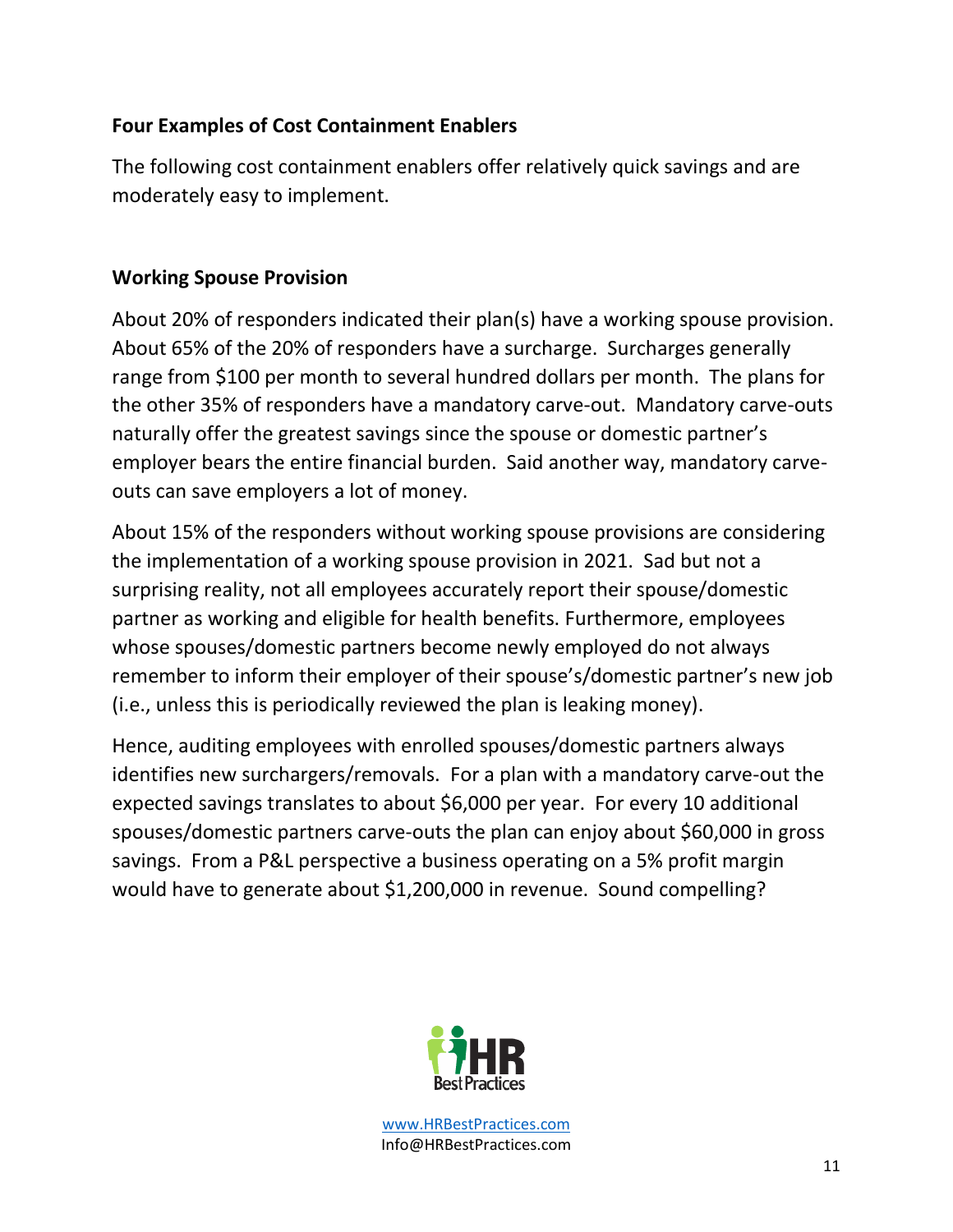## Four Examples of Cost Containment Enablers

The following cost containment enablers offer relatively quick savings and are moderately easy to implement.

## Working Spouse Provision

About 20% of responders indicated their plan(s) have a working spouse provision. About 65% of the 20% of responders have a surcharge. Surcharges generally range from $100 per month to several hundred dollars per month. The plans for the other 35% of responders have a mandatory carve-out. Mandatory carve-outs naturally offer the greatest savings since the spouse or domestic partner's employer bears the entire financial burden. Said another way, mandatory carve-outs can save employers a lot of money.

About 15% of the responders without working spouse provisions are considering the implementation of a working spouse provision in 2021. Sad but not a surprising reality, not all employees accurately report their spouse/domestic partner as working and eligible for health benefits. Furthermore, employees whose spouses/domestic partners become newly employed do not always remember to inform their employer of their spouse's/domestic partner's new job (i.e., unless this is periodically reviewed the plan is leaking money).

Hence, auditing employees with enrolled spouses/domestic partners always identifies new surchargers/removals. For a plan with a mandatory carve-out the expected savings translates to about $6,000 per year. For every 10 additional spouses/domestic partners carve-outs the plan can enjoy about $60,000 in gross savings. From a P&L perspective a business operating on a 5% profit margin would have to generate about $1,200,000 in revenue. Sound compelling?

HR Best Practices

www.HRBestPractices.com
Info@HRBestPractices.com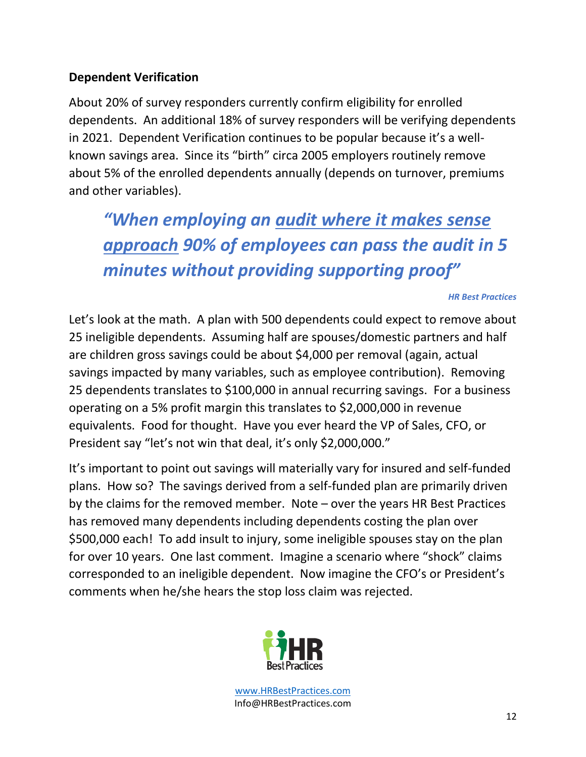**Dependent Verification**

About 20% of survey responders currently confirm eligibility for enrolled dependents. An additional 18% of survey responders will be verifying dependents in 2021. Dependent Verification continues to be popular because it's a well-known savings area. Since its "birth" circa 2005 employers routinely remove about 5% of the enrolled dependents annually (depends on turnover, premiums and other variables).

> ***"When employing an audit where it makes sense approach 90% of employees can pass the audit in 5 minutes without providing supporting proof"***
>
> ***HR Best Practices***

Let's look at the math. A plan with 500 dependents could expect to remove about 25 ineligible dependents. Assuming half are spouses/domestic partners and half are children gross savings could be about $4,000 per removal (again, actual savings impacted by many variables, such as employee contribution). Removing 25 dependents translates to $100,000 in annual recurring savings. For a business operating on a 5% profit margin this translates to $2,000,000 in revenue equivalents. Food for thought. Have you ever heard the VP of Sales, CFO, or President say "let's not win that deal, it's only $2,000,000."

It's important to point out savings will materially vary for insured and self-funded plans. How so? The savings derived from a self-funded plan are primarily driven by the claims for the removed member. Note – over the years HR Best Practices has removed many dependents including dependents costing the plan over $500,000 each! To add insult to injury, some ineligible spouses stay on the plan for over 10 years. One last comment. Imagine a scenario where "shock" claims corresponded to an ineligible dependent. Now imagine the CFO's or President's comments when he/she hears the stop loss claim was rejected.

HR Best Practices

www.HRBestPractices.com
Info@HRBestPractices.com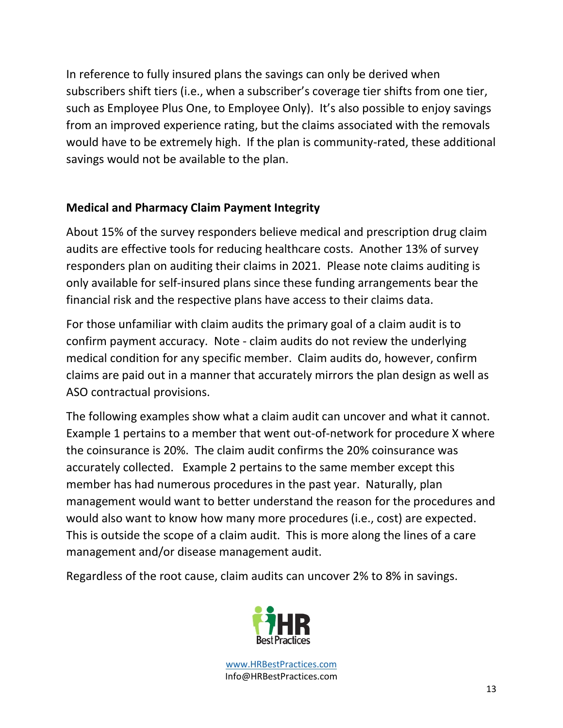In reference to fully insured plans the savings can only be derived when subscribers shift tiers (i.e., when a subscriber's coverage tier shifts from one tier, such as Employee Plus One, to Employee Only). It's also possible to enjoy savings from an improved experience rating, but the claims associated with the removals would have to be extremely high. If the plan is community-rated, these additional savings would not be available to the plan.

**Medical and Pharmacy Claim Payment Integrity**

About 15% of the survey responders believe medical and prescription drug claim audits are effective tools for reducing healthcare costs. Another 13% of survey responders plan on auditing their claims in 2021. Please note claims auditing is only available for self-insured plans since these funding arrangements bear the financial risk and the respective plans have access to their claims data.

For those unfamiliar with claim audits the primary goal of a claim audit is to confirm payment accuracy. Note - claim audits do not review the underlying medical condition for any specific member. Claim audits do, however, confirm claims are paid out in a manner that accurately mirrors the plan design as well as ASO contractual provisions.

The following examples show what a claim audit can uncover and what it cannot. Example 1 pertains to a member that went out-of-network for procedure X where the coinsurance is 20%. The claim audit confirms the 20% coinsurance was accurately collected. Example 2 pertains to the same member except this member has had numerous procedures in the past year. Naturally, plan management would want to better understand the reason for the procedures and would also want to know how many more procedures (i.e., cost) are expected. This is outside the scope of a claim audit. This is more along the lines of a care management and/or disease management audit.

Regardless of the root cause, claim audits can uncover 2% to 8% in savings.

HR Best Practices

www.HRBestPractices.com
Info@HRBestPractices.com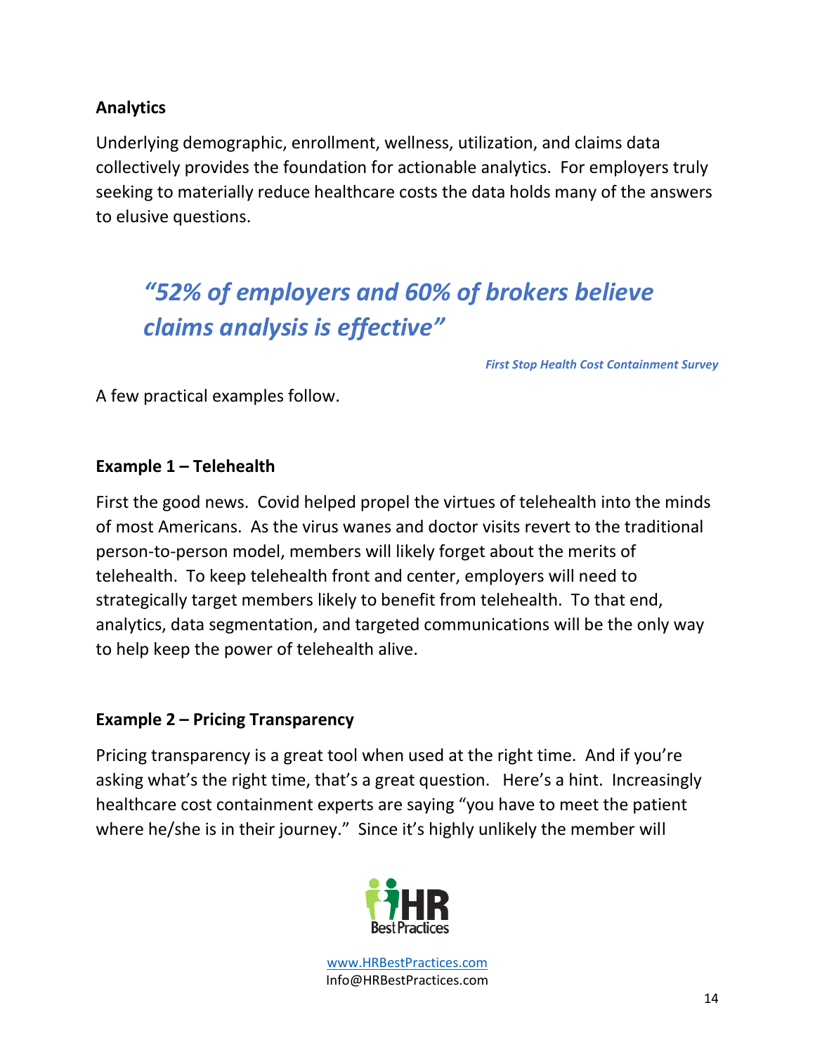**Analytics**

Underlying demographic, enrollment, wellness, utilization, and claims data collectively provides the foundation for actionable analytics. For employers truly seeking to materially reduce healthcare costs the data holds many of the answers to elusive questions.

> ***"52% of employers and 60% of brokers believe claims analysis is effective"***
>
> ***First Stop Health Cost Containment Survey***

A few practical examples follow.

**Example 1 – Telehealth**

First the good news. Covid helped propel the virtues of telehealth into the minds of most Americans. As the virus wanes and doctor visits revert to the traditional person-to-person model, members will likely forget about the merits of telehealth. To keep telehealth front and center, employers will need to strategically target members likely to benefit from telehealth. To that end, analytics, data segmentation, and targeted communications will be the only way to help keep the power of telehealth alive.

**Example 2 – Pricing Transparency**

Pricing transparency is a great tool when used at the right time. And if you're asking what's the right time, that's a great question. Here's a hint. Increasingly healthcare cost containment experts are saying "you have to meet the patient where he/she is in their journey." Since it's highly unlikely the member will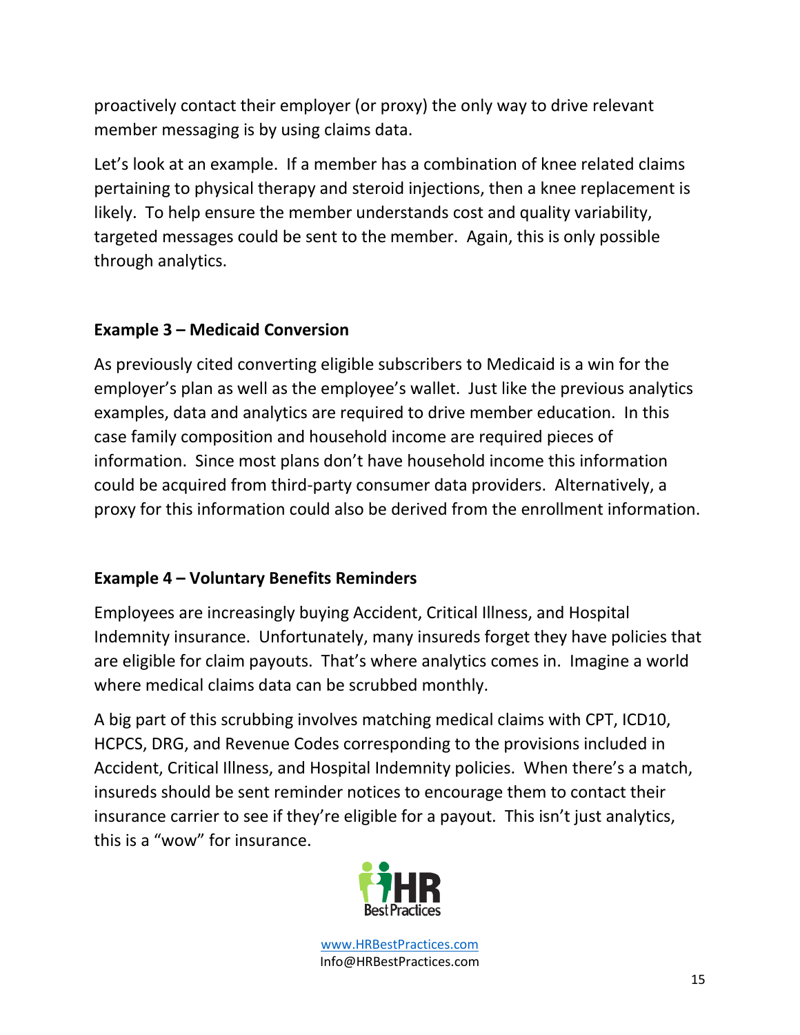proactively contact their employer (or proxy) the only way to drive relevant member messaging is by using claims data.

Let's look at an example. If a member has a combination of knee related claims pertaining to physical therapy and steroid injections, then a knee replacement is likely. To help ensure the member understands cost and quality variability, targeted messages could be sent to the member. Again, this is only possible through analytics.

**Example 3 – Medicaid Conversion**

As previously cited converting eligible subscribers to Medicaid is a win for the employer's plan as well as the employee's wallet. Just like the previous analytics examples, data and analytics are required to drive member education. In this case family composition and household income are required pieces of information. Since most plans don't have household income this information could be acquired from third-party consumer data providers. Alternatively, a proxy for this information could also be derived from the enrollment information.

**Example 4 – Voluntary Benefits Reminders**

Employees are increasingly buying Accident, Critical Illness, and Hospital Indemnity insurance. Unfortunately, many insureds forget they have policies that are eligible for claim payouts. That's where analytics comes in. Imagine a world where medical claims data can be scrubbed monthly.

A big part of this scrubbing involves matching medical claims with CPT, ICD10, HCPCS, DRG, and Revenue Codes corresponding to the provisions included in Accident, Critical Illness, and Hospital Indemnity policies. When there's a match, insureds should be sent reminder notices to encourage them to contact their insurance carrier to see if they're eligible for a payout. This isn't just analytics, this is a "wow" for insurance.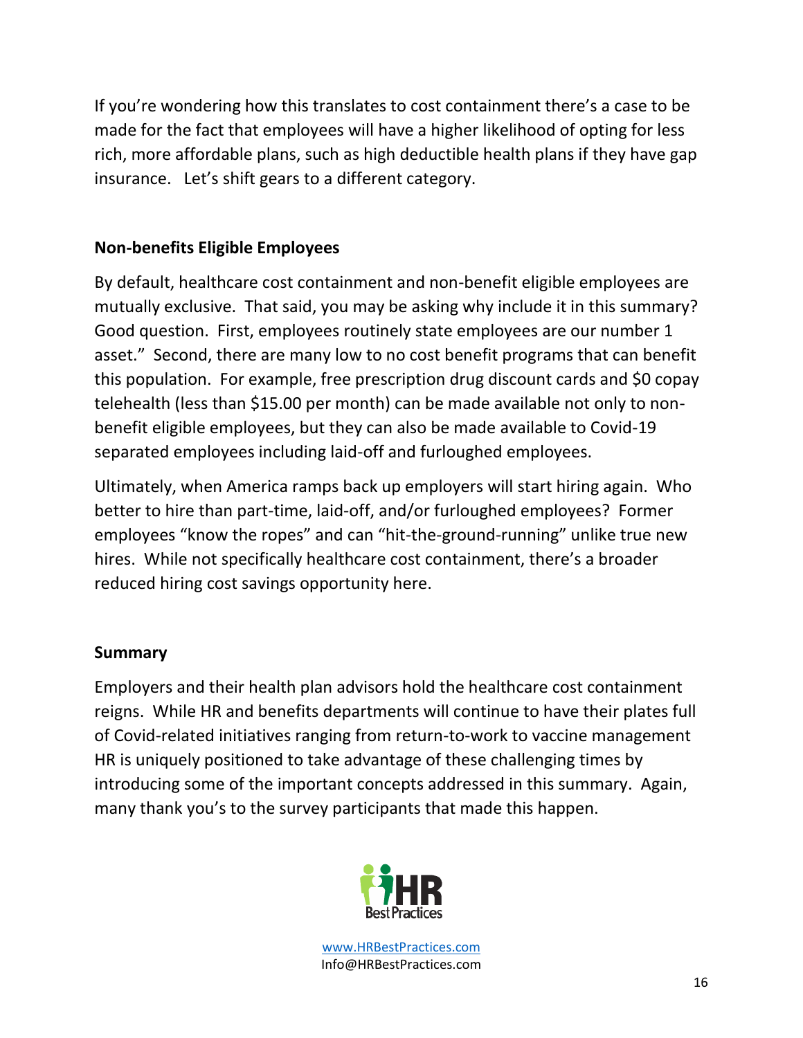If you're wondering how this translates to cost containment there's a case to be made for the fact that employees will have a higher likelihood of opting for less rich, more affordable plans, such as high deductible health plans if they have gap insurance. Let's shift gears to a different category.

**Non-benefits Eligible Employees**

By default, healthcare cost containment and non-benefit eligible employees are mutually exclusive. That said, you may be asking why include it in this summary? Good question. First, employees routinely state employees are our number 1 asset." Second, there are many low to no cost benefit programs that can benefit this population. For example, free prescription drug discount cards and $0 copay telehealth (less than $15.00 per month) can be made available not only to non-benefit eligible employees, but they can also be made available to Covid-19 separated employees including laid-off and furloughed employees.

Ultimately, when America ramps back up employers will start hiring again. Who better to hire than part-time, laid-off, and/or furloughed employees? Former employees "know the ropes" and can "hit-the-ground-running" unlike true new hires. While not specifically healthcare cost containment, there's a broader reduced hiring cost savings opportunity here.

**Summary**

Employers and their health plan advisors hold the healthcare cost containment reigns. While HR and benefits departments will continue to have their plates full of Covid-related initiatives ranging from return-to-work to vaccine management HR is uniquely positioned to take advantage of these challenging times by introducing some of the important concepts addressed in this summary. Again, many thank you's to the survey participants that made this happen.

HR Best Practices

www.HRBestPractices.com
Info@HRBestPractices.com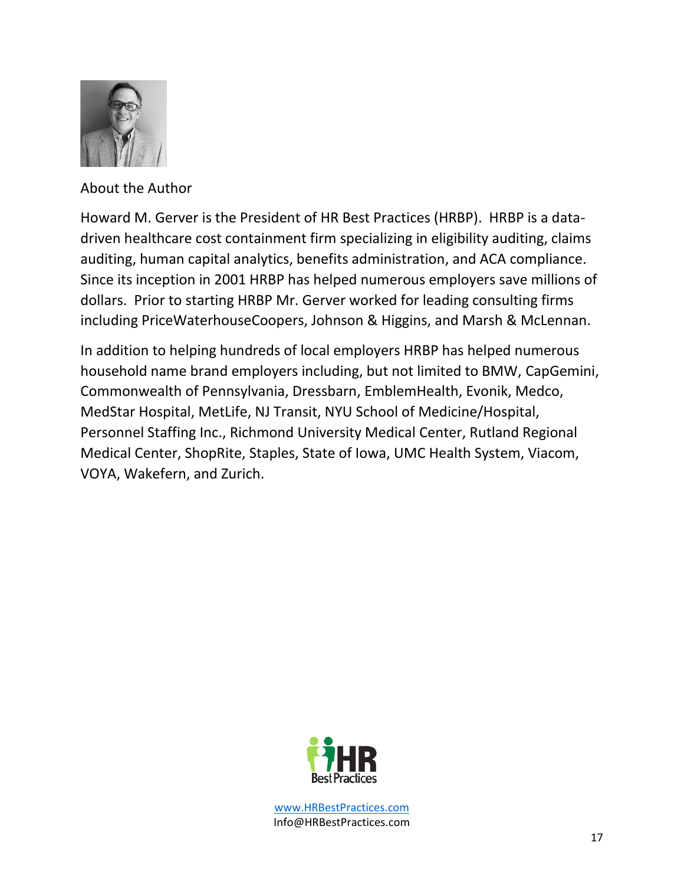About the Author

Howard M. Gerver is the President of HR Best Practices (HRBP). HRBP is a data-driven healthcare cost containment firm specializing in eligibility auditing, claims auditing, human capital analytics, benefits administration, and ACA compliance. Since its inception in 2001 HRBP has helped numerous employers save millions of dollars. Prior to starting HRBP Mr. Gerver worked for leading consulting firms including PriceWaterhouseCoopers, Johnson & Higgins, and Marsh & McLennan.

In addition to helping hundreds of local employers HRBP has helped numerous household name brand employers including, but not limited to BMW, CapGemini, Commonwealth of Pennsylvania, Dressbarn, EmblemHealth, Evonik, Medco, MedStar Hospital, MetLife, NJ Transit, NYU School of Medicine/Hospital, Personnel Staffing Inc., Richmond University Medical Center, Rutland Regional Medical Center, ShopRite, Staples, State of Iowa, UMC Health System, Viacom, VOYA, Wakefern, and Zurich.

HR Best Practices

www.HRBestPractices.com
Info@HRBestPractices.com